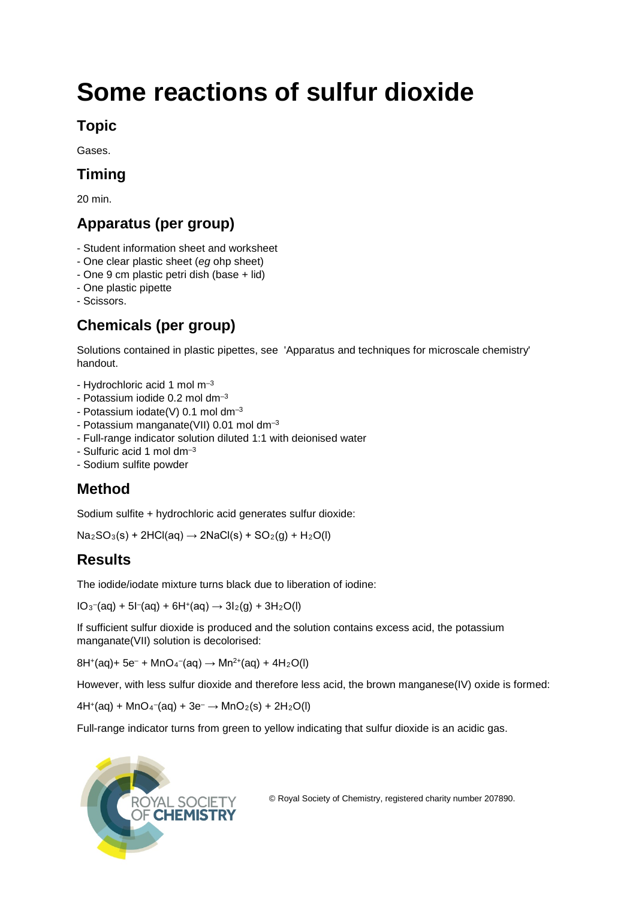# Some reactions of sulfur dioxide

## Topic

Gases.

## Timing

20 min.

## Apparatus (per group)

- Student information sheet and worksheet
- One clear plastic sheet (*eg* ohp sheet)
- One 9 cm plastic petri dish (base + lid)
- One plastic pipette
- Scissors.

## Chemicals (per group)

Solutions contained in plastic pipettes, see 'Apparatus and techniques for microscale chemistry' handout.

- Hydrochloric acid 1 mol $m^{-3}$
- Potassium iodide 0.2 mol $dm^{-3}$
- Potassium iodate(V) 0.1 mol $dm^{-3}$
- Potassium manganate(VII) 0.01 mol $dm^{-3}$
- Full-range indicator solution diluted 1:1 with deionised water
- Sulfuric acid 1 mol $dm^{-3}$
- Sodium sulfite powder

## Method

Sodium sulfite + hydrochloric acid generates sulfur dioxide:

$$Na_2SO_3(s) + 2HCl(aq) \rightarrow 2NaCl(s) + SO_2(g) + H_2O(l)$$

## Results

The iodide/iodate mixture turns black due to liberation of iodine:

$$IO_3^-(aq) + 5I^-(aq) + 6H^+(aq) \rightarrow 3I_2(g) + 3H_2O(l)$$

If sufficient sulfur dioxide is produced and the solution contains excess acid, the potassium manganate(VII) solution is decolorised:

$$8H^+(aq) + 5e^- + MnO_4^-(aq) \rightarrow Mn^{2+}(aq) + 4H_2O(l)$$

However, with less sulfur dioxide and therefore less acid, the brown manganese(IV) oxide is formed:

$$4H^+(aq) + MnO_4^-(aq) + 3e^- \rightarrow MnO_2(s) + 2H_2O(l)$$

Full-range indicator turns from green to yellow indicating that sulfur dioxide is an acidic gas.

© Royal Society of Chemistry, registered charity number 207890.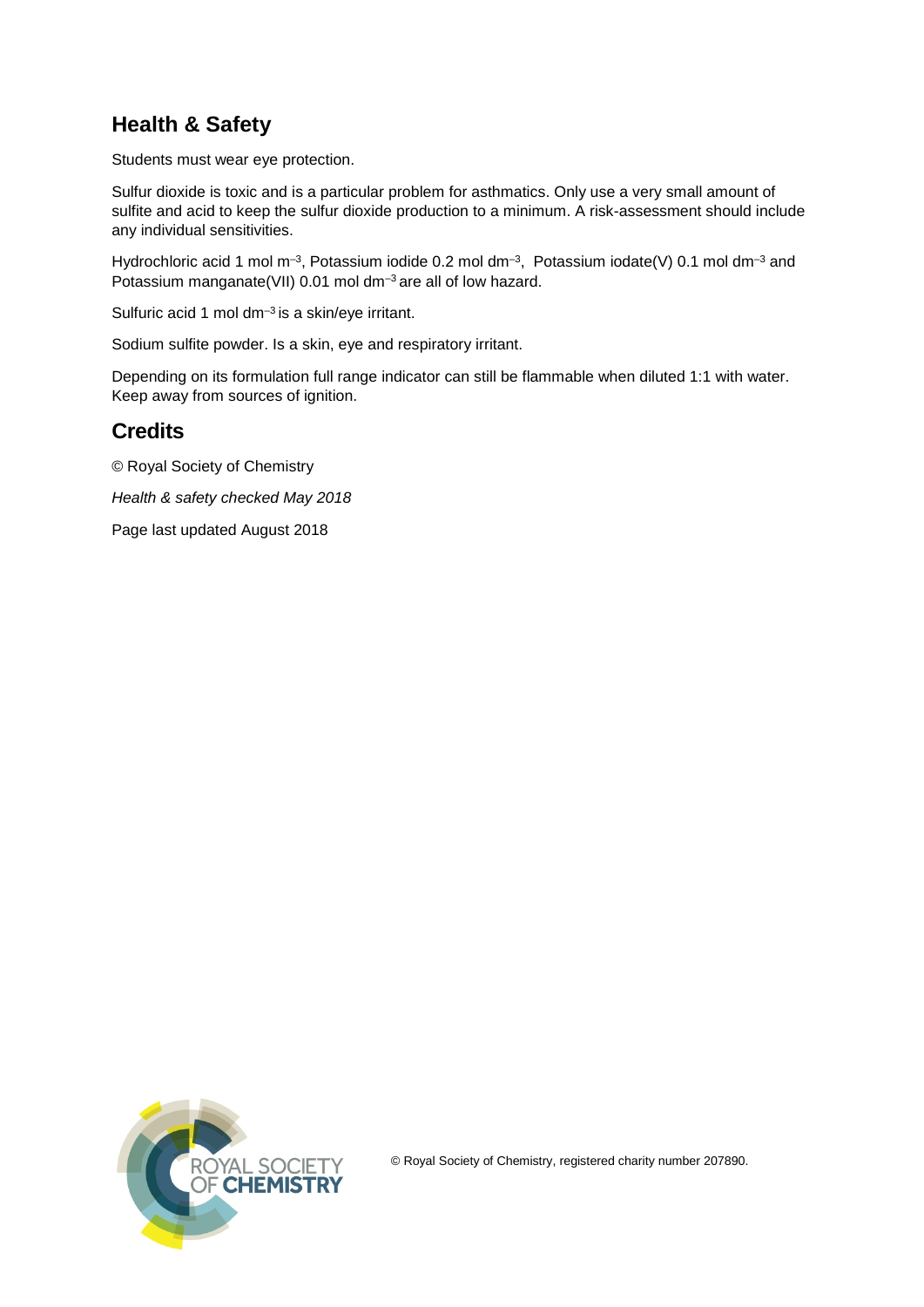## Health & Safety

Students must wear eye protection.

Sulfur dioxide is toxic and is a particular problem for asthmatics. Only use a very small amount of sulfite and acid to keep the sulfur dioxide production to a minimum. A risk-assessment should include any individual sensitivities.

Hydrochloric acid 1 mol $m^{-3}$, Potassium iodide 0.2 mol $dm^{-3}$, Potassium iodate(V) 0.1 mol $dm^{-3}$ and Potassium manganate(VII) 0.01 mol $dm^{-3}$ are all of low hazard.

Sulfuric acid 1 mol $dm^{-3}$ is a skin/eye irritant.

Sodium sulfite powder. Is a skin, eye and respiratory irritant.

Depending on its formulation full range indicator can still be flammable when diluted 1:1 with water. Keep away from sources of ignition.

## Credits

© Royal Society of Chemistry

*Health & safety checked May 2018*

Page last updated August 2018

© Royal Society of Chemistry, registered charity number 207890.